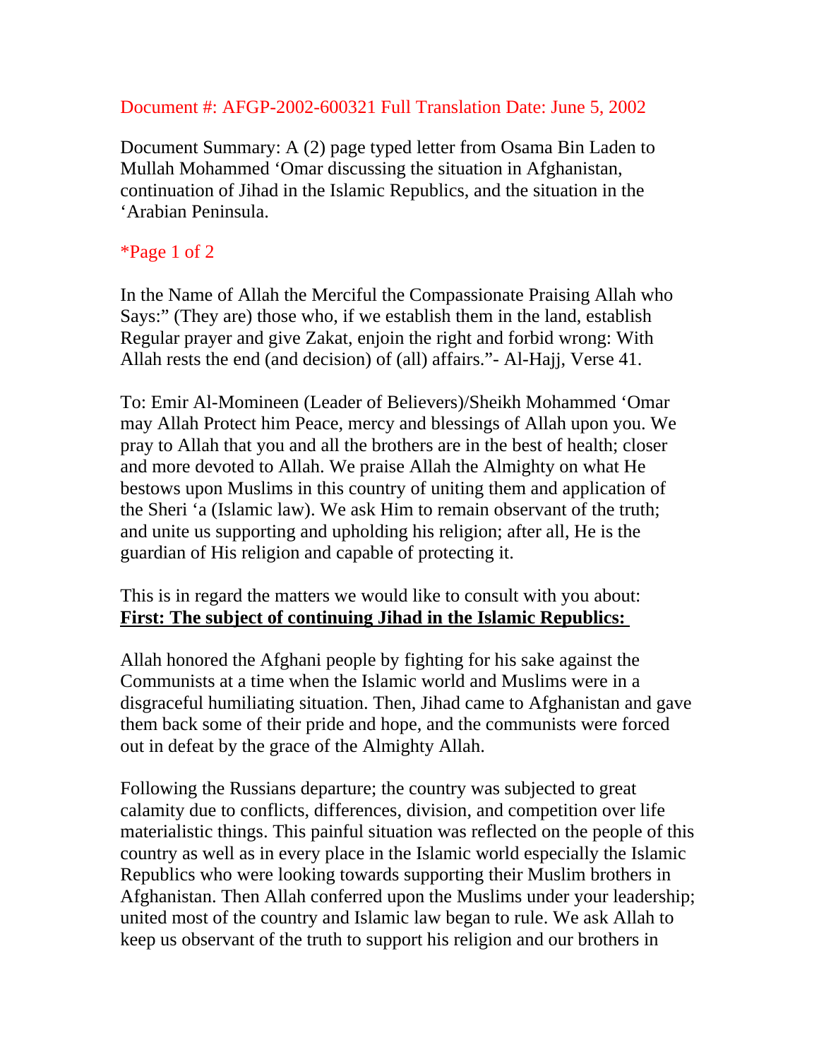Document #: AFGP-2002-600321 Full Translation Date: June 5, 2002

Document Summary: A (2) page typed letter from Osama Bin Laden to Mullah Mohammed 'Omar discussing the situation in Afghanistan, continuation of Jihad in the Islamic Republics, and the situation in the 'Arabian Peninsula.

*Page 1 of 2

In the Name of Allah the Merciful the Compassionate Praising Allah who Says:" (They are) those who, if we establish them in the land, establish Regular prayer and give Zakat, enjoin the right and forbid wrong: With Allah rests the end (and decision) of (all) affairs."- Al-Hajj, Verse 41.

To: Emir Al-Momineen (Leader of Believers)/Sheikh Mohammed 'Omar may Allah Protect him Peace, mercy and blessings of Allah upon you. We pray to Allah that you and all the brothers are in the best of health; closer and more devoted to Allah. We praise Allah the Almighty on what He bestows upon Muslims in this country of uniting them and application of the Sheri 'a (Islamic law). We ask Him to remain observant of the truth; and unite us supporting and upholding his religion; after all, He is the guardian of His religion and capable of protecting it.

This is in regard the matters we would like to consult with you about:
**First: The subject of continuing Jihad in the Islamic Republics:**

Allah honored the Afghani people by fighting for his sake against the Communists at a time when the Islamic world and Muslims were in a disgraceful humiliating situation. Then, Jihad came to Afghanistan and gave them back some of their pride and hope, and the communists were forced out in defeat by the grace of the Almighty Allah.

Following the Russians departure; the country was subjected to great calamity due to conflicts, differences, division, and competition over life materialistic things. This painful situation was reflected on the people of this country as well as in every place in the Islamic world especially the Islamic Republics who were looking towards supporting their Muslim brothers in Afghanistan. Then Allah conferred upon the Muslims under your leadership; united most of the country and Islamic law began to rule. We ask Allah to keep us observant of the truth to support his religion and our brothers in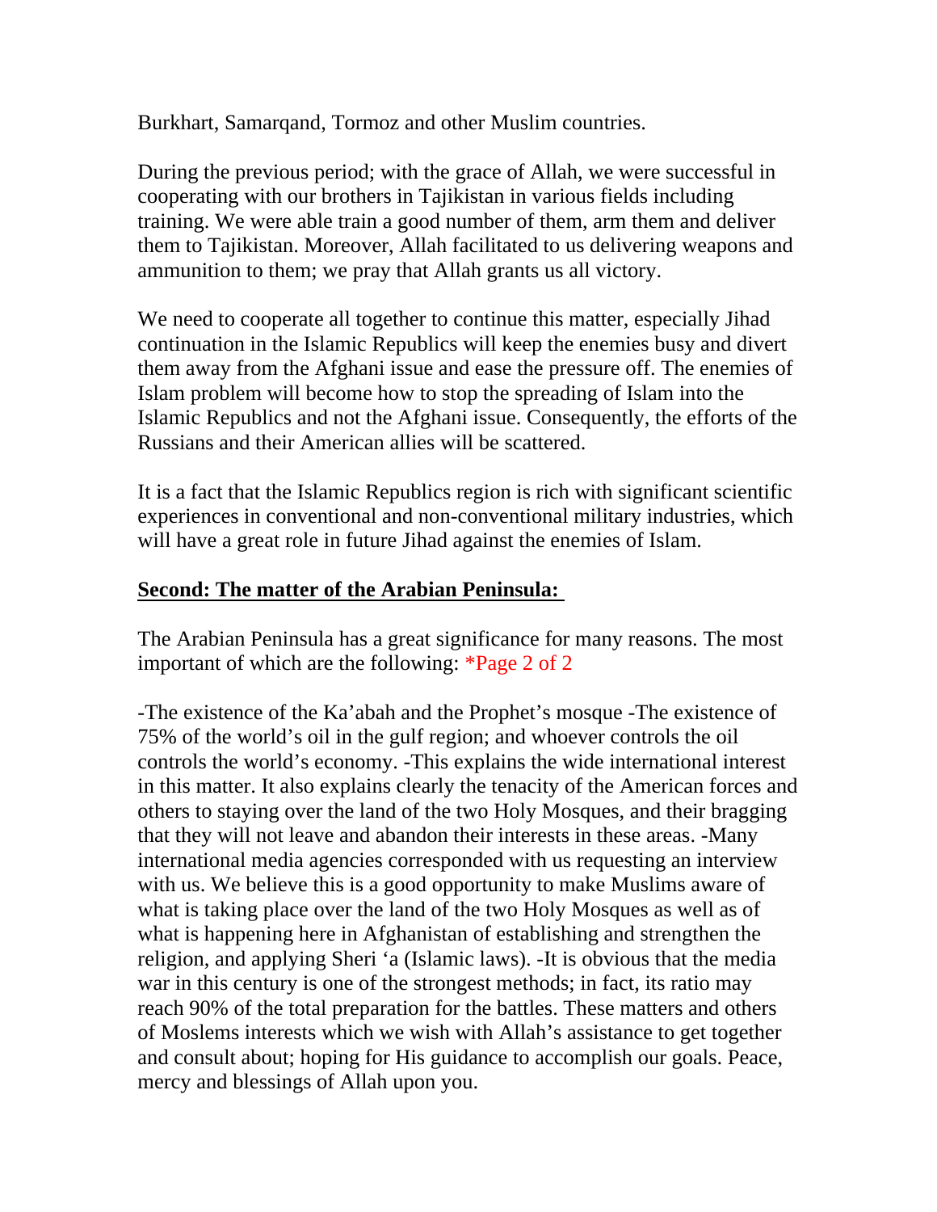Burkhart, Samarqand, Tormoz and other Muslim countries.

During the previous period; with the grace of Allah, we were successful in cooperating with our brothers in Tajikistan in various fields including training. We were able train a good number of them, arm them and deliver them to Tajikistan. Moreover, Allah facilitated to us delivering weapons and ammunition to them; we pray that Allah grants us all victory.

We need to cooperate all together to continue this matter, especially Jihad continuation in the Islamic Republics will keep the enemies busy and divert them away from the Afghani issue and ease the pressure off. The enemies of Islam problem will become how to stop the spreading of Islam into the Islamic Republics and not the Afghani issue. Consequently, the efforts of the Russians and their American allies will be scattered.

It is a fact that the Islamic Republics region is rich with significant scientific experiences in conventional and non-conventional military industries, which will have a great role in future Jihad against the enemies of Islam.

**<u>Second: The matter of the Arabian Peninsula:</u>**

The Arabian Peninsula has a great significance for many reasons. The most important of which are the following: *Page 2 of 2

-The existence of the Ka'abah and the Prophet's mosque -The existence of 75% of the world's oil in the gulf region; and whoever controls the oil controls the world's economy. -This explains the wide international interest in this matter. It also explains clearly the tenacity of the American forces and others to staying over the land of the two Holy Mosques, and their bragging that they will not leave and abandon their interests in these areas. -Many international media agencies corresponded with us requesting an interview with us. We believe this is a good opportunity to make Muslims aware of what is taking place over the land of the two Holy Mosques as well as of what is happening here in Afghanistan of establishing and strengthen the religion, and applying Sheri 'a (Islamic laws). -It is obvious that the media war in this century is one of the strongest methods; in fact, its ratio may reach 90% of the total preparation for the battles. These matters and others of Moslems interests which we wish with Allah's assistance to get together and consult about; hoping for His guidance to accomplish our goals. Peace, mercy and blessings of Allah upon you.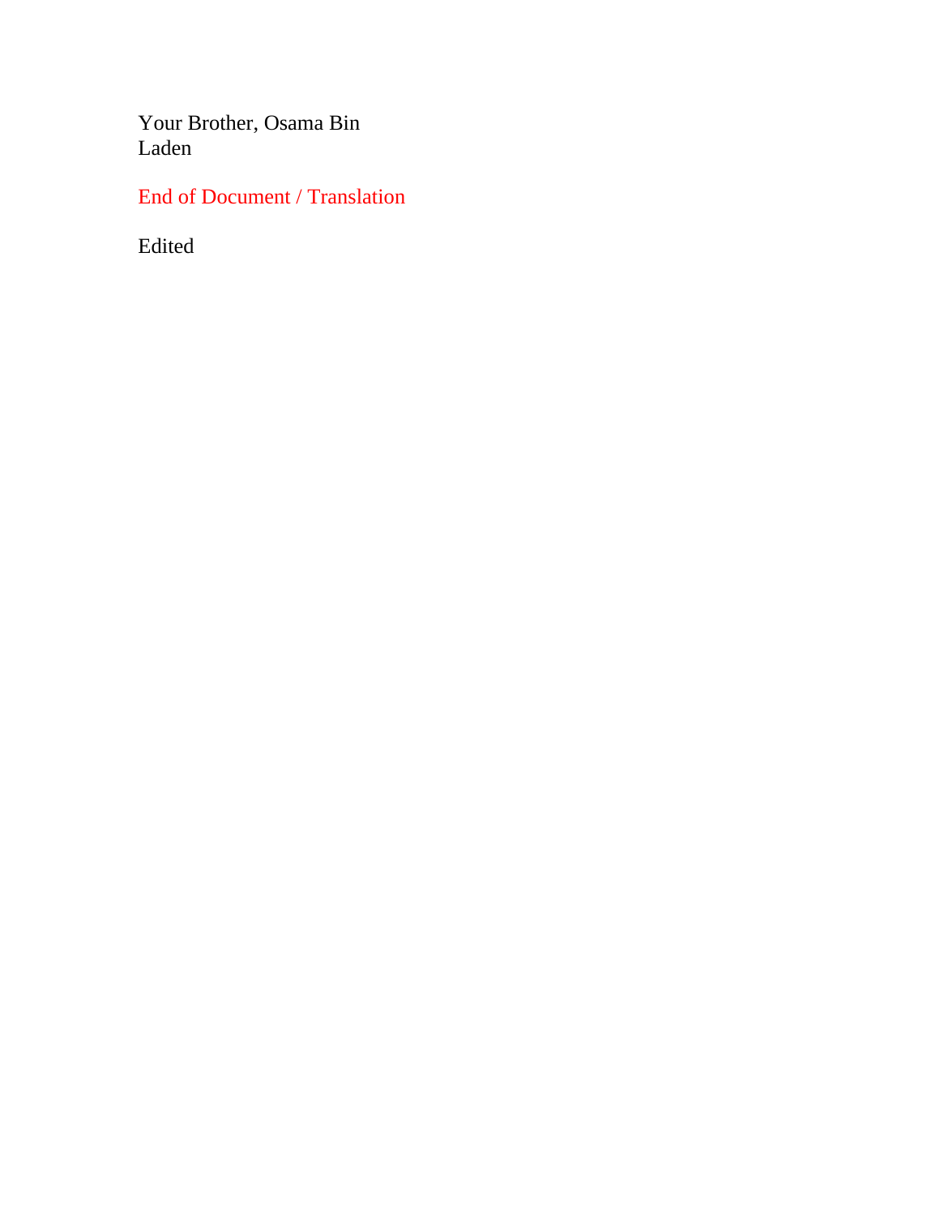Your Brother, Osama Bin Laden

End of Document / Translation

Edited